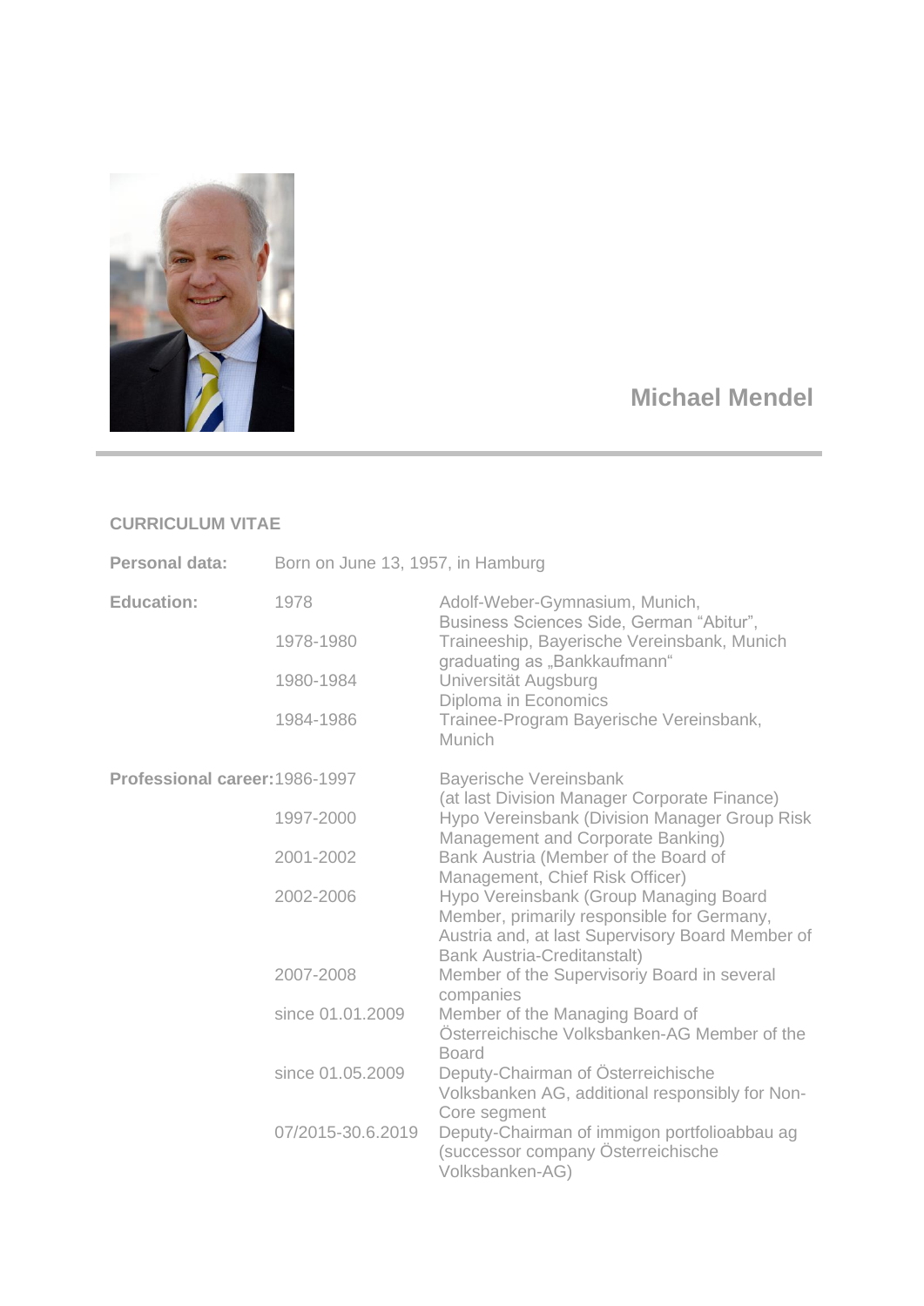# Michael Mendel

## CURRICULUM VITAE

| | | |
|---|---|---|
| **Personal data:** | Born on June 13, 1957, in Hamburg | |
| **Education:** | 1978 | Adolf-Weber-Gymnasium, Munich, Business Sciences Side, German "Abitur", |
| | 1978-1980 | Traineeship, Bayerische Vereinsbank, Munich graduating as „Bankkaufmann" |
| | 1980-1984 | Universität Augsburg Diploma in Economics |
| | 1984-1986 | Trainee-Program Bayerische Vereinsbank, Munich |
| **Professional career:** | 1986-1997 | Bayerische Vereinsbank (at last Division Manager Corporate Finance) |
| | 1997-2000 | Hypo Vereinsbank (Division Manager Group Risk Management and Corporate Banking) |
| | 2001-2002 | Bank Austria (Member of the Board of Management, Chief Risk Officer) |
| | 2002-2006 | Hypo Vereinsbank (Group Managing Board Member, primarily responsible for Germany, Austria and, at last Supervisory Board Member of Bank Austria-Creditanstalt) |
| | 2007-2008 | Member of the Supervisoriy Board in several companies |
| | since 01.01.2009 | Member of the Managing Board of Österreichische Volksbanken-AG Member of the Board |
| | since 01.05.2009 | Deputy-Chairman of Österreichische Volksbanken AG, additional responsibly for Non-Core segment |
| | 07/2015-30.6.2019 | Deputy-Chairman of immigon portfolioabbau ag (successor company Österreichische Volksbanken-AG) |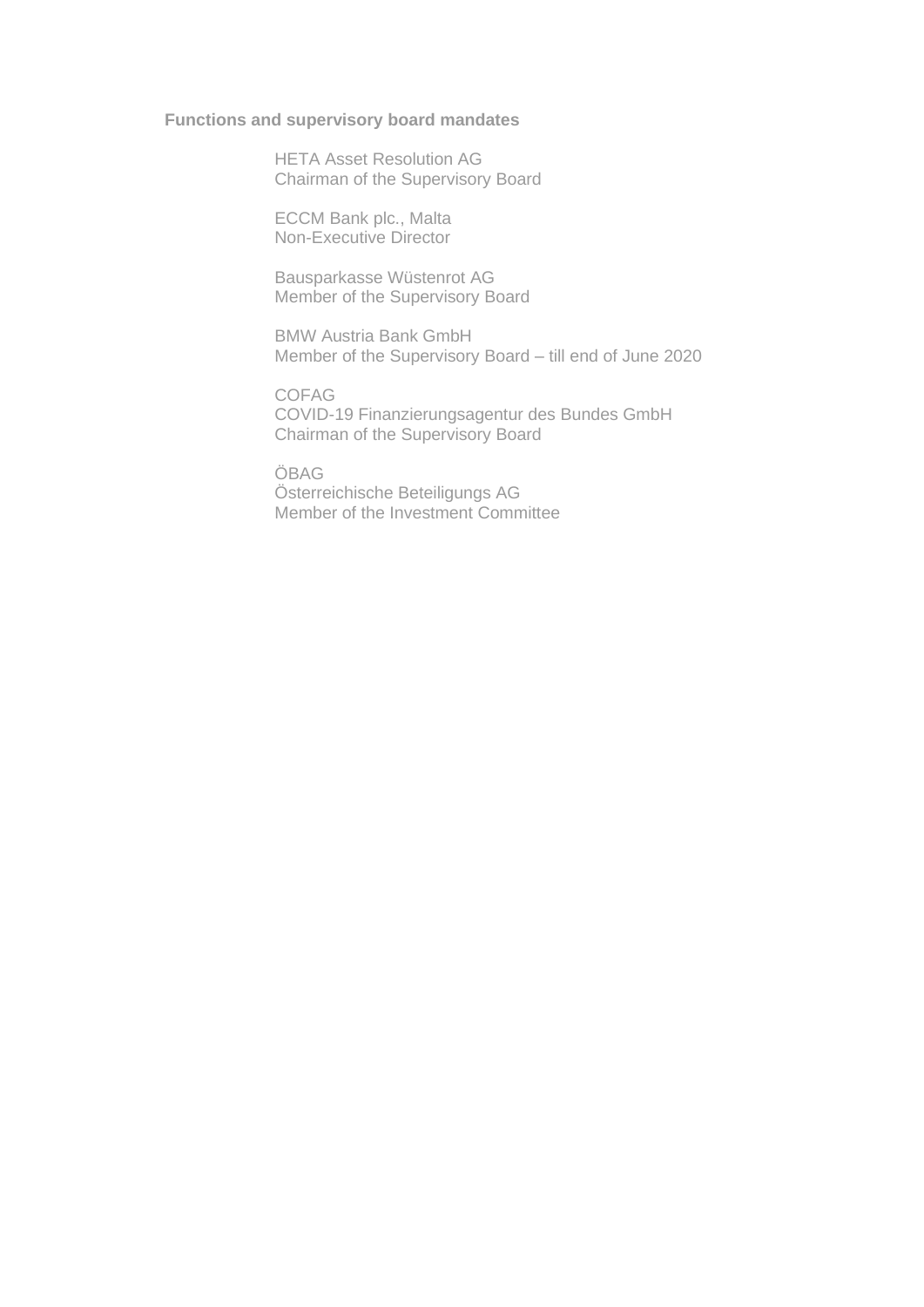**Functions and supervisory board mandates**

HETA Asset Resolution AG
Chairman of the Supervisory Board

ECCM Bank plc., Malta
Non-Executive Director

Bausparkasse Wüstenrot AG
Member of the Supervisory Board

BMW Austria Bank GmbH
Member of the Supervisory Board – till end of June 2020

COFAG
COVID-19 Finanzierungsagentur des Bundes GmbH
Chairman of the Supervisory Board

ÖBAG
Österreichische Beteiligungs AG
Member of the Investment Committee